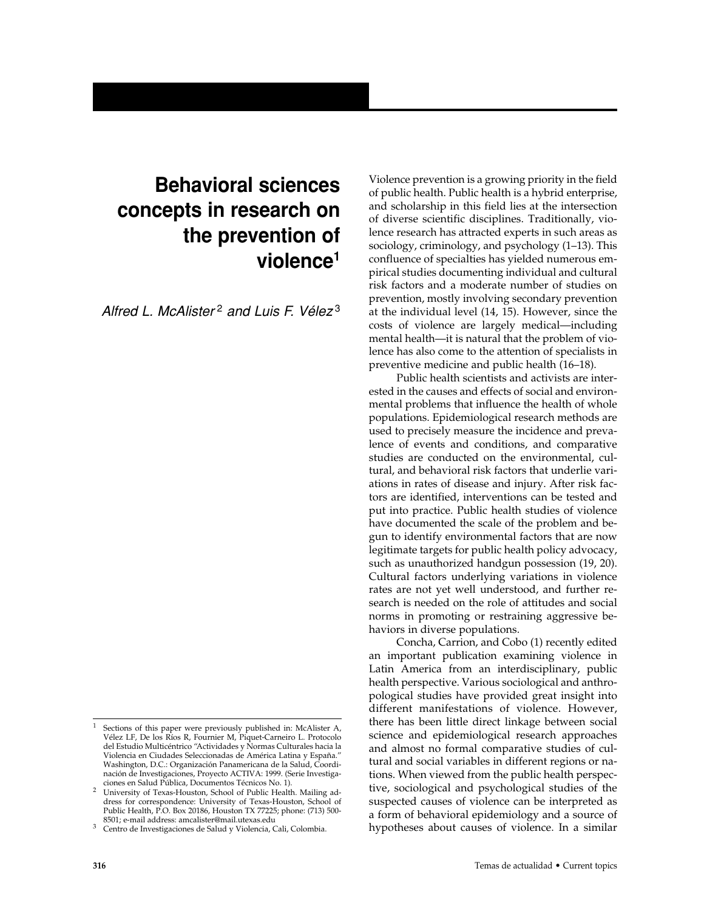# Behavioral sciences concepts in research on the prevention of violence[1]

*Alfred L. McAlister[2] and Luis F. Vélez[3]*

Violence prevention is a growing priority in the field of public health. Public health is a hybrid enterprise, and scholarship in this field lies at the intersection of diverse scientific disciplines. Traditionally, violence research has attracted experts in such areas as sociology, criminology, and psychology (1–13). This confluence of specialties has yielded numerous empirical studies documenting individual and cultural risk factors and a moderate number of studies on prevention, mostly involving secondary prevention at the individual level (14, 15). However, since the costs of violence are largely medical—including mental health—it is natural that the problem of violence has also come to the attention of specialists in preventive medicine and public health (16–18).

Public health scientists and activists are interested in the causes and effects of social and environmental problems that influence the health of whole populations. Epidemiological research methods are used to precisely measure the incidence and prevalence of events and conditions, and comparative studies are conducted on the environmental, cultural, and behavioral risk factors that underlie variations in rates of disease and injury. After risk factors are identified, interventions can be tested and put into practice. Public health studies of violence have documented the scale of the problem and begun to identify environmental factors that are now legitimate targets for public health policy advocacy, such as unauthorized handgun possession (19, 20). Cultural factors underlying variations in violence rates are not yet well understood, and further research is needed on the role of attitudes and social norms in promoting or restraining aggressive behaviors in diverse populations.

Concha, Carrion, and Cobo (1) recently edited an important publication examining violence in Latin America from an interdisciplinary, public health perspective. Various sociological and anthropological studies have provided great insight into different manifestations of violence. However, there has been little direct linkage between social science and epidemiological research approaches and almost no formal comparative studies of cultural and social variables in different regions or nations. When viewed from the public health perspective, sociological and psychological studies of the suspected causes of violence can be interpreted as a form of behavioral epidemiology and a source of hypotheses about causes of violence. In a similar

---

[1] Sections of this paper were previously published in: McAlister A, Vélez LF, De los Ríos R, Fournier M, Piquet-Carneiro L. Protocolo del Estudio Multicéntrico "Actividades y Normas Culturales hacia la Violencia en Ciudades Seleccionadas de América Latina y España." Washington, D.C.: Organización Panamericana de la Salud, Coordinación de Investigaciones, Proyecto ACTIVA: 1999. (Serie Investigaciones en Salud Pública, Documentos Técnicos No. 1).

[2] University of Texas-Houston, School of Public Health. Mailing address for correspondence: University of Texas-Houston, School of Public Health, P.O. Box 20186, Houston TX 77225; phone: (713) 500-8501; e-mail address: amcalister@mail.utexas.edu

[3] Centro de Investigaciones de Salud y Violencia, Cali, Colombia.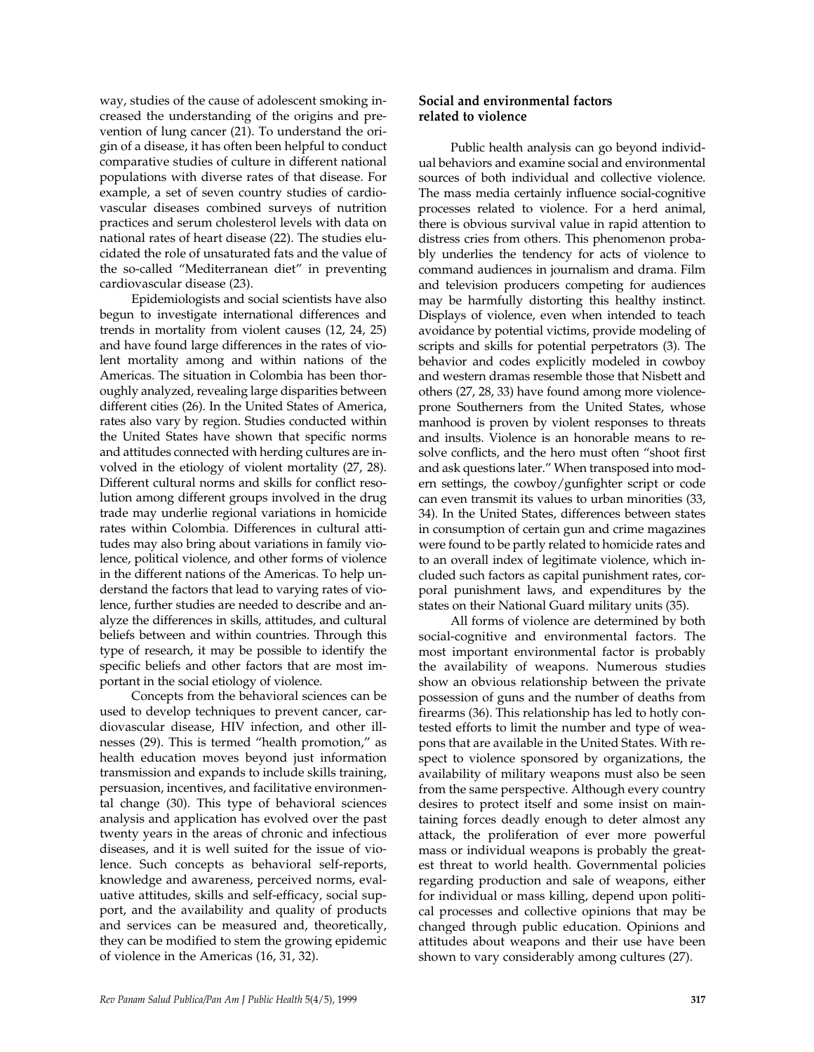way, studies of the cause of adolescent smoking increased the understanding of the origins and prevention of lung cancer (21). To understand the origin of a disease, it has often been helpful to conduct comparative studies of culture in different national populations with diverse rates of that disease. For example, a set of seven country studies of cardiovascular diseases combined surveys of nutrition practices and serum cholesterol levels with data on national rates of heart disease (22). The studies elucidated the role of unsaturated fats and the value of the so-called "Mediterranean diet" in preventing cardiovascular disease (23).

Epidemiologists and social scientists have also begun to investigate international differences and trends in mortality from violent causes (12, 24, 25) and have found large differences in the rates of violent mortality among and within nations of the Americas. The situation in Colombia has been thoroughly analyzed, revealing large disparities between different cities (26). In the United States of America, rates also vary by region. Studies conducted within the United States have shown that specific norms and attitudes connected with herding cultures are involved in the etiology of violent mortality (27, 28). Different cultural norms and skills for conflict resolution among different groups involved in the drug trade may underlie regional variations in homicide rates within Colombia. Differences in cultural attitudes may also bring about variations in family violence, political violence, and other forms of violence in the different nations of the Americas. To help understand the factors that lead to varying rates of violence, further studies are needed to describe and analyze the differences in skills, attitudes, and cultural beliefs between and within countries. Through this type of research, it may be possible to identify the specific beliefs and other factors that are most important in the social etiology of violence.

Concepts from the behavioral sciences can be used to develop techniques to prevent cancer, cardiovascular disease, HIV infection, and other illnesses (29). This is termed "health promotion," as health education moves beyond just information transmission and expands to include skills training, persuasion, incentives, and facilitative environmental change (30). This type of behavioral sciences analysis and application has evolved over the past twenty years in the areas of chronic and infectious diseases, and it is well suited for the issue of violence. Such concepts as behavioral self-reports, knowledge and awareness, perceived norms, evaluative attitudes, skills and self-efficacy, social support, and the availability and quality of products and services can be measured and, theoretically, they can be modified to stem the growing epidemic of violence in the Americas (16, 31, 32).

### Social and environmental factors related to violence

Public health analysis can go beyond individual behaviors and examine social and environmental sources of both individual and collective violence. The mass media certainly influence social-cognitive processes related to violence. For a herd animal, there is obvious survival value in rapid attention to distress cries from others. This phenomenon probably underlies the tendency for acts of violence to command audiences in journalism and drama. Film and television producers competing for audiences may be harmfully distorting this healthy instinct. Displays of violence, even when intended to teach avoidance by potential victims, provide modeling of scripts and skills for potential perpetrators (3). The behavior and codes explicitly modeled in cowboy and western dramas resemble those that Nisbett and others (27, 28, 33) have found among more violence-prone Southerners from the United States, whose manhood is proven by violent responses to threats and insults. Violence is an honorable means to resolve conflicts, and the hero must often "shoot first and ask questions later." When transposed into modern settings, the cowboy/gunfighter script or code can even transmit its values to urban minorities (33, 34). In the United States, differences between states in consumption of certain gun and crime magazines were found to be partly related to homicide rates and to an overall index of legitimate violence, which included such factors as capital punishment rates, corporal punishment laws, and expenditures by the states on their National Guard military units (35).

All forms of violence are determined by both social-cognitive and environmental factors. The most important environmental factor is probably the availability of weapons. Numerous studies show an obvious relationship between the private possession of guns and the number of deaths from firearms (36). This relationship has led to hotly contested efforts to limit the number and type of weapons that are available in the United States. With respect to violence sponsored by organizations, the availability of military weapons must also be seen from the same perspective. Although every country desires to protect itself and some insist on maintaining forces deadly enough to deter almost any attack, the proliferation of ever more powerful mass or individual weapons is probably the greatest threat to world health. Governmental policies regarding production and sale of weapons, either for individual or mass killing, depend upon political processes and collective opinions that may be changed through public education. Opinions and attitudes about weapons and their use have been shown to vary considerably among cultures (27).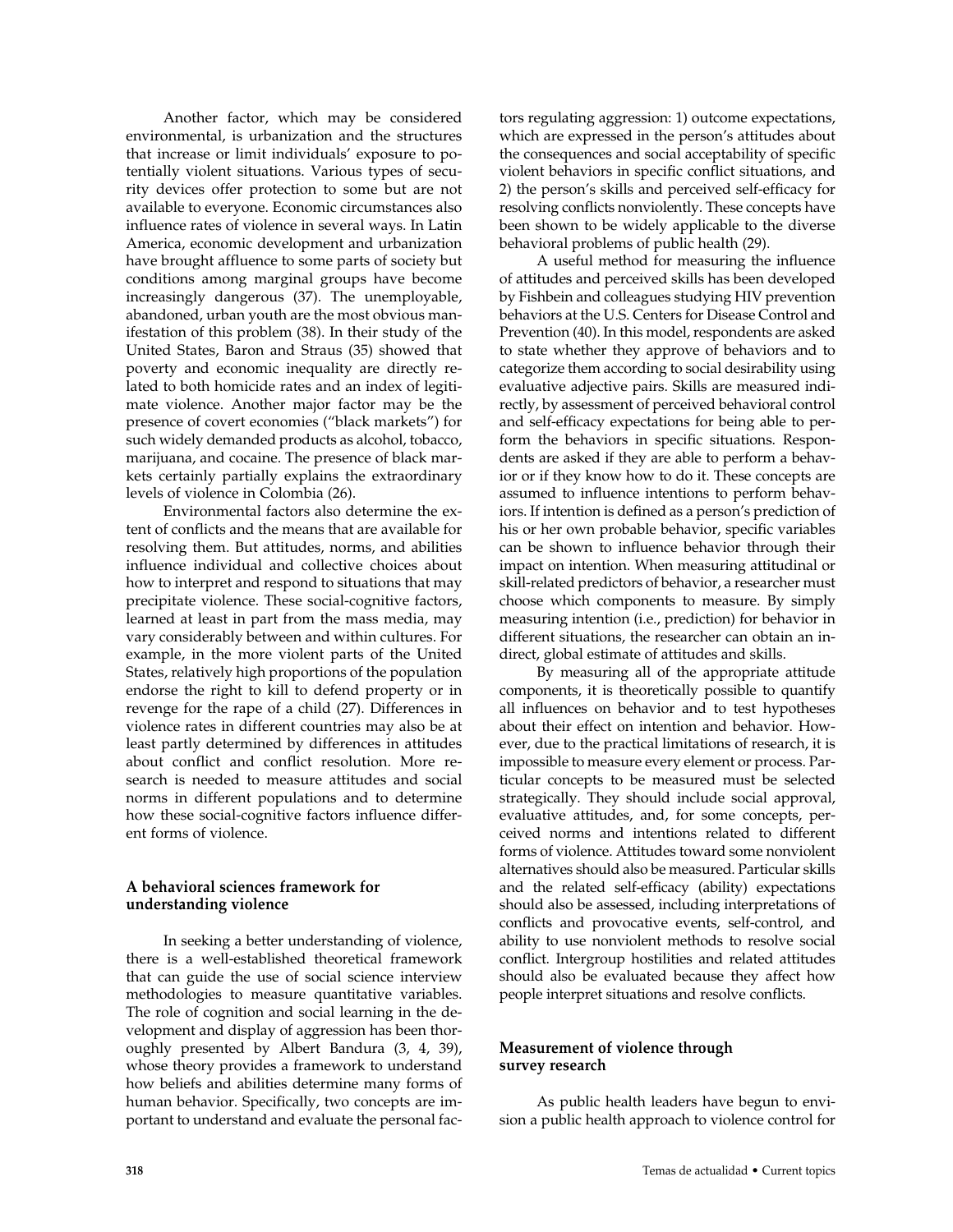Another factor, which may be considered environmental, is urbanization and the structures that increase or limit individuals' exposure to potentially violent situations. Various types of security devices offer protection to some but are not available to everyone. Economic circumstances also influence rates of violence in several ways. In Latin America, economic development and urbanization have brought affluence to some parts of society but conditions among marginal groups have become increasingly dangerous (37). The unemployable, abandoned, urban youth are the most obvious manifestation of this problem (38). In their study of the United States, Baron and Straus (35) showed that poverty and economic inequality are directly related to both homicide rates and an index of legitimate violence. Another major factor may be the presence of covert economies ("black markets") for such widely demanded products as alcohol, tobacco, marijuana, and cocaine. The presence of black markets certainly partially explains the extraordinary levels of violence in Colombia (26).

Environmental factors also determine the extent of conflicts and the means that are available for resolving them. But attitudes, norms, and abilities influence individual and collective choices about how to interpret and respond to situations that may precipitate violence. These social-cognitive factors, learned at least in part from the mass media, may vary considerably between and within cultures. For example, in the more violent parts of the United States, relatively high proportions of the population endorse the right to kill to defend property or in revenge for the rape of a child (27). Differences in violence rates in different countries may also be at least partly determined by differences in attitudes about conflict and conflict resolution. More research is needed to measure attitudes and social norms in different populations and to determine how these social-cognitive factors influence different forms of violence.

## A behavioral sciences framework for understanding violence

In seeking a better understanding of violence, there is a well-established theoretical framework that can guide the use of social science interview methodologies to measure quantitative variables. The role of cognition and social learning in the development and display of aggression has been thoroughly presented by Albert Bandura (3, 4, 39), whose theory provides a framework to understand how beliefs and abilities determine many forms of human behavior. Specifically, two concepts are important to understand and evaluate the personal factors regulating aggression: 1) outcome expectations, which are expressed in the person's attitudes about the consequences and social acceptability of specific violent behaviors in specific conflict situations, and 2) the person's skills and perceived self-efficacy for resolving conflicts nonviolently. These concepts have been shown to be widely applicable to the diverse behavioral problems of public health (29).

A useful method for measuring the influence of attitudes and perceived skills has been developed by Fishbein and colleagues studying HIV prevention behaviors at the U.S. Centers for Disease Control and Prevention (40). In this model, respondents are asked to state whether they approve of behaviors and to categorize them according to social desirability using evaluative adjective pairs. Skills are measured indirectly, by assessment of perceived behavioral control and self-efficacy expectations for being able to perform the behaviors in specific situations. Respondents are asked if they are able to perform a behavior or if they know how to do it. These concepts are assumed to influence intentions to perform behaviors. If intention is defined as a person's prediction of his or her own probable behavior, specific variables can be shown to influence behavior through their impact on intention. When measuring attitudinal or skill-related predictors of behavior, a researcher must choose which components to measure. By simply measuring intention (i.e., prediction) for behavior in different situations, the researcher can obtain an indirect, global estimate of attitudes and skills.

By measuring all of the appropriate attitude components, it is theoretically possible to quantify all influences on behavior and to test hypotheses about their effect on intention and behavior. However, due to the practical limitations of research, it is impossible to measure every element or process. Particular concepts to be measured must be selected strategically. They should include social approval, evaluative attitudes, and, for some concepts, perceived norms and intentions related to different forms of violence. Attitudes toward some nonviolent alternatives should also be measured. Particular skills and the related self-efficacy (ability) expectations should also be assessed, including interpretations of conflicts and provocative events, self-control, and ability to use nonviolent methods to resolve social conflict. Intergroup hostilities and related attitudes should also be evaluated because they affect how people interpret situations and resolve conflicts.

## Measurement of violence through survey research

As public health leaders have begun to envision a public health approach to violence control for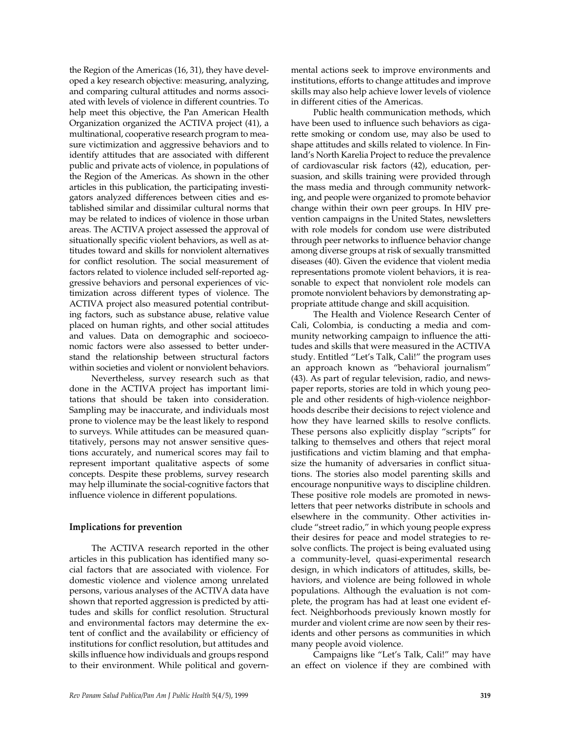the Region of the Americas (16, 31), they have developed a key research objective: measuring, analyzing, and comparing cultural attitudes and norms associated with levels of violence in different countries. To help meet this objective, the Pan American Health Organization organized the ACTIVA project (41), a multinational, cooperative research program to measure victimization and aggressive behaviors and to identify attitudes that are associated with different public and private acts of violence, in populations of the Region of the Americas. As shown in the other articles in this publication, the participating investigators analyzed differences between cities and established similar and dissimilar cultural norms that may be related to indices of violence in those urban areas. The ACTIVA project assessed the approval of situationally specific violent behaviors, as well as attitudes toward and skills for nonviolent alternatives for conflict resolution. The social measurement of factors related to violence included self-reported aggressive behaviors and personal experiences of victimization across different types of violence. The ACTIVA project also measured potential contributing factors, such as substance abuse, relative value placed on human rights, and other social attitudes and values. Data on demographic and socioeconomic factors were also assessed to better understand the relationship between structural factors within societies and violent or nonviolent behaviors.

Nevertheless, survey research such as that done in the ACTIVA project has important limitations that should be taken into consideration. Sampling may be inaccurate, and individuals most prone to violence may be the least likely to respond to surveys. While attitudes can be measured quantitatively, persons may not answer sensitive questions accurately, and numerical scores may fail to represent important qualitative aspects of some concepts. Despite these problems, survey research may help illuminate the social-cognitive factors that influence violence in different populations.

## Implications for prevention

The ACTIVA research reported in the other articles in this publication has identified many social factors that are associated with violence. For domestic violence and violence among unrelated persons, various analyses of the ACTIVA data have shown that reported aggression is predicted by attitudes and skills for conflict resolution. Structural and environmental factors may determine the extent of conflict and the availability or efficiency of institutions for conflict resolution, but attitudes and skills influence how individuals and groups respond to their environment. While political and governmental actions seek to improve environments and institutions, efforts to change attitudes and improve skills may also help achieve lower levels of violence in different cities of the Americas.

Public health communication methods, which have been used to influence such behaviors as cigarette smoking or condom use, may also be used to shape attitudes and skills related to violence. In Finland's North Karelia Project to reduce the prevalence of cardiovascular risk factors (42), education, persuasion, and skills training were provided through the mass media and through community networking, and people were organized to promote behavior change within their own peer groups. In HIV prevention campaigns in the United States, newsletters with role models for condom use were distributed through peer networks to influence behavior change among diverse groups at risk of sexually transmitted diseases (40). Given the evidence that violent media representations promote violent behaviors, it is reasonable to expect that nonviolent role models can promote nonviolent behaviors by demonstrating appropriate attitude change and skill acquisition.

The Health and Violence Research Center of Cali, Colombia, is conducting a media and community networking campaign to influence the attitudes and skills that were measured in the ACTIVA study. Entitled "Let's Talk, Cali!" the program uses an approach known as "behavioral journalism" (43). As part of regular television, radio, and newspaper reports, stories are told in which young people and other residents of high-violence neighborhoods describe their decisions to reject violence and how they have learned skills to resolve conflicts. These persons also explicitly display "scripts" for talking to themselves and others that reject moral justifications and victim blaming and that emphasize the humanity of adversaries in conflict situations. The stories also model parenting skills and encourage nonpunitive ways to discipline children. These positive role models are promoted in newsletters that peer networks distribute in schools and elsewhere in the community. Other activities include "street radio," in which young people express their desires for peace and model strategies to resolve conflicts. The project is being evaluated using a community-level, quasi-experimental research design, in which indicators of attitudes, skills, behaviors, and violence are being followed in whole populations. Although the evaluation is not complete, the program has had at least one evident effect. Neighborhoods previously known mostly for murder and violent crime are now seen by their residents and other persons as communities in which many people avoid violence.

Campaigns like "Let's Talk, Cali!" may have an effect on violence if they are combined with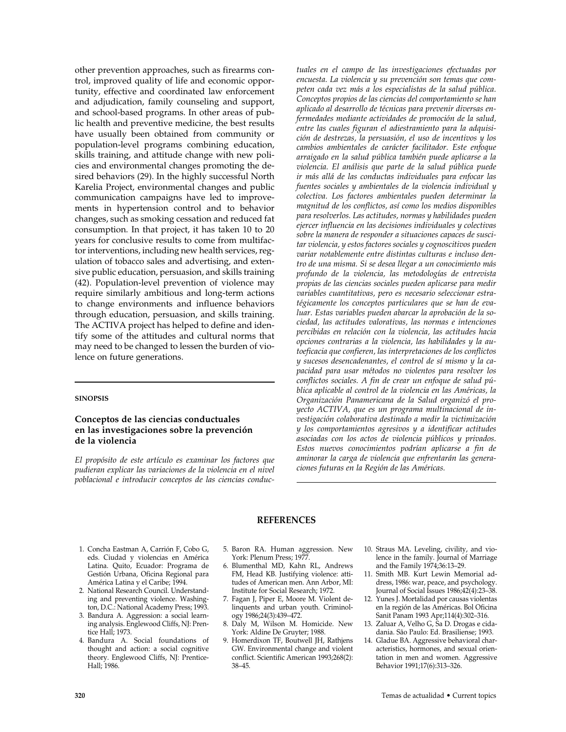other prevention approaches, such as firearms control, improved quality of life and economic opportunity, effective and coordinated law enforcement and adjudication, family counseling and support, and school-based programs. In other areas of public health and preventive medicine, the best results have usually been obtained from community or population-level programs combining education, skills training, and attitude change with new policies and environmental changes promoting the desired behaviors (29). In the highly successful North Karelia Project, environmental changes and public communication campaigns have led to improvements in hypertension control and to behavior changes, such as smoking cessation and reduced fat consumption. In that project, it has taken 10 to 20 years for conclusive results to come from multifactor interventions, including new health services, regulation of tobacco sales and advertising, and extensive public education, persuasion, and skills training (42). Population-level prevention of violence may require similarly ambitious and long-term actions to change environments and influence behaviors through education, persuasion, and skills training. The ACTIVA project has helped to define and identify some of the attitudes and cultural norms that may need to be changed to lessen the burden of violence on future generations.

#### SINOPSIS

### Conceptos de las ciencias conductuales en las investigaciones sobre la prevención de la violencia

*El propósito de este artículo es examinar los factores que pudieran explicar las variaciones de la violencia en el nivel poblacional e introducir conceptos de las ciencias conductuales en el campo de las investigaciones efectuadas por encuesta. La violencia y su prevención son temas que competen cada vez más a los especialistas de la salud pública. Conceptos propios de las ciencias del comportamiento se han aplicado al desarrollo de técnicas para prevenir diversas enfermedades mediante actividades de promoción de la salud, entre las cuales figuran el adiestramiento para la adquisición de destrezas, la persuasión, el uso de incentivos y los cambios ambientales de carácter facilitador. Este enfoque arraigado en la salud pública también puede aplicarse a la violencia. El análisis que parte de la salud pública puede ir más allá de las conductas individuales para enfocar las fuentes sociales y ambientales de la violencia individual y colectiva. Los factores ambientales pueden determinar la magnitud de los conflictos, así como los medios disponibles para resolverlos. Las actitudes, normas y habilidades pueden ejercer influencia en las decisiones individuales y colectivas sobre la manera de responder a situaciones capaces de suscitar violencia, y estos factores sociales y cognoscitivos pueden variar notablemente entre distintas culturas e incluso dentro de una misma. Si se desea llegar a un conocimiento más profundo de la violencia, las metodologías de entrevista propias de las ciencias sociales pueden aplicarse para medir variables cuantitativas, pero es necesario seleccionar estratégicamente los conceptos particulares que se han de evaluar. Estas variables pueden abarcar la aprobación de la sociedad, las actitudes valorativas, las normas e intenciones percibidas en relación con la violencia, las actitudes hacia opciones contrarias a la violencia, las habilidades y la autoeficacia que confieren, las interpretaciones de los conflictos y sucesos desencadenantes, el control de sí mismo y la capacidad para usar métodos no violentos para resolver los conflictos sociales. A fin de crear un enfoque de salud pública aplicable al control de la violencia en las Américas, la Organización Panamericana de la Salud organizó el proyecto ACTIVA, que es un programa multinacional de investigación colaborativa destinado a medir la victimización y los comportamientos agresivos y a identificar actitudes asociadas con los actos de violencia públicos y privados. Estos nuevos conocimientos podrían aplicarse a fin de aminorar la carga de violencia que enfrentarán las generaciones futuras en la Región de las Américas.*

## REFERENCES

1. Concha Eastman A, Carrión F, Cobo G, eds. Ciudad y violencias en América Latina. Quito, Ecuador: Programa de Gestión Urbana, Oficina Regional para América Latina y el Caribe; 1994.
2. National Research Council. Understanding and preventing violence. Washington, D.C.: National Academy Press; 1993.
3. Bandura A. Aggression: a social learning analysis. Englewood Cliffs, NJ: Prentice Hall; 1973.
4. Bandura A. Social foundations of thought and action: a social cognitive theory. Englewood Cliffs, NJ: Prentice-Hall; 1986.
5. Baron RA. Human aggression. New York: Plenum Press; 1977.
6. Blumenthal MD, Kahn RL, Andrews FM, Head KB. Justifying violence: attitudes of American men. Ann Arbor, MI: Institute for Social Research; 1972.
7. Fagan J, Piper E, Moore M. Violent delinquents and urban youth. Criminology 1986;24(3):439–472.
8. Daly M, Wilson M. Homicide. New York: Aldine De Gruyter; 1988.
9. Homerdixon TF, Boutwell JH, Rathjens GW. Environmental change and violent conflict. Scientific American 1993;268(2): 38–45.
10. Straus MA. Leveling, civility, and violence in the family. Journal of Marriage and the Family 1974;36:13–29.
11. Smith MB. Kurt Lewin Memorial address, 1986: war, peace, and psychology. Journal of Social Issues 1986;42(4):23–38.
12. Yunes J. Mortalidad por causas violentas en la región de las Américas. Bol Oficina Sanit Panam 1993 Apr;114(4):302–316.
13. Zaluar A, Velho G, Sa D. Drogas e cidadania. São Paulo: Ed. Brasiliense; 1993.
14. Gladue BA. Aggressive behavioral characteristics, hormones, and sexual orientation in men and women. Aggressive Behavior 1991;17(6):313–326.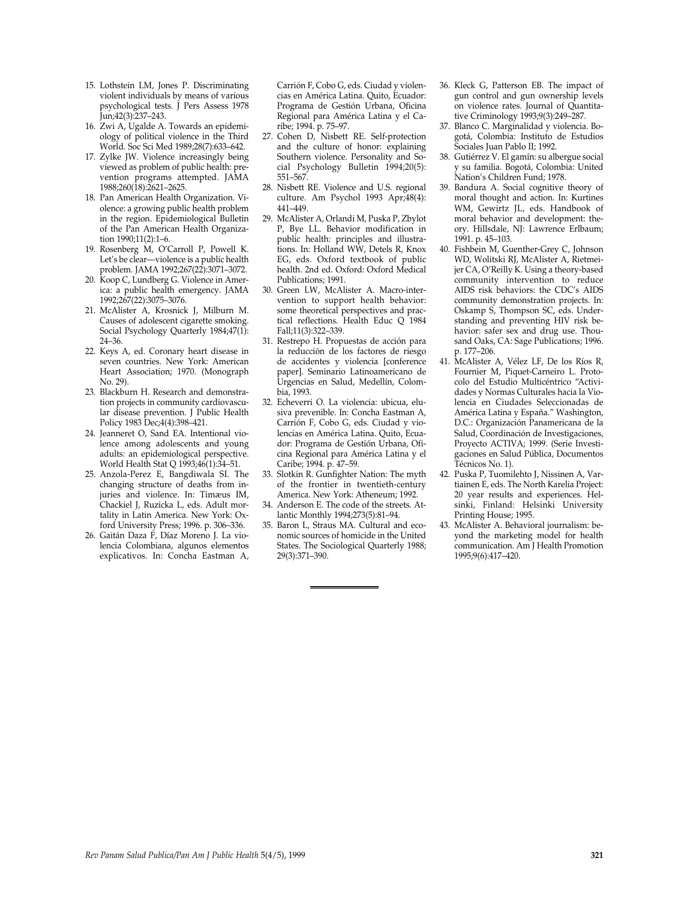15. Lothstein LM, Jones P. Discriminating violent individuals by means of various psychological tests. J Pers Assess 1978 Jun;42(3):237–243.
16. Zwi A, Ugalde A. Towards an epidemiology of political violence in the Third World. Soc Sci Med 1989;28(7):633–642.
17. Zylke JW. Violence increasingly being viewed as problem of public health: prevention programs attempted. JAMA 1988;260(18):2621–2625.
18. Pan American Health Organization. Violence: a growing public health problem in the region. Epidemiological Bulletin of the Pan American Health Organization 1990;11(2):1–6.
19. Rosenberg M, O'Carroll P, Powell K. Let's be clear—violence is a public health problem. JAMA 1992;267(22):3071–3072.
20. Koop C, Lundberg G. Violence in America: a public health emergency. JAMA 1992;267(22):3075–3076.
21. McAlister A, Krosnick J, Milburn M. Causes of adolescent cigarette smoking. Social Psychology Quarterly 1984;47(1): 24–36.
22. Keys A, ed. Coronary heart disease in seven countries. New York: American Heart Association; 1970. (Monograph No. 29).
23. Blackburn H. Research and demonstration projects in community cardiovascular disease prevention. J Public Health Policy 1983 Dec;4(4):398–421.
24. Jeanneret O, Sand EA. Intentional violence among adolescents and young adults: an epidemiological perspective. World Health Stat Q 1993;46(1):34–51.
25. Anzola-Perez E, Bangdiwala SI. The changing structure of deaths from injuries and violence. In: Timæus IM, Chackiel J, Ruzicka L, eds. Adult mortality in Latin America. New York: Oxford University Press; 1996. p. 306–336.
26. Gaitán Daza F, Díaz Moreno J. La violencia Colombiana, algunos elementos explicativos. In: Concha Eastman A, Carrión F, Cobo G, eds. Ciudad y violencias en América Latina. Quito, Ecuador: Programa de Gestión Urbana, Oficina Regional para América Latina y el Caribe; 1994. p. 75–97.
27. Cohen D, Nisbett RE. Self-protection and the culture of honor: explaining Southern violence. Personality and Social Psychology Bulletin 1994;20(5): 551–567.
28. Nisbett RE. Violence and U.S. regional culture. Am Psychol 1993 Apr;48(4): 441–449.
29. McAlister A, Orlandi M, Puska P, Zbylot P, Bye LL. Behavior modification in public health: principles and illustrations. In: Holland WW, Detels R, Knox EG, eds. Oxford textbook of public health. 2nd ed. Oxford: Oxford Medical Publications; 1991.
30. Green LW, McAlister A. Macro-intervention to support health behavior: some theoretical perspectives and practical reflections. Health Educ Q 1984 Fall;11(3):322–339.
31. Restrepo H. Propuestas de acción para la reducción de los factores de riesgo de accidentes y violencia [conference paper]. Seminario Latinoamericano de Urgencias en Salud, Medellín, Colombia, 1993.
32. Echeverri O. La violencia: ubicua, elusiva prevenible. In: Concha Eastman A, Carrión F, Cobo G, eds. Ciudad y violencias en América Latina. Quito, Ecuador: Programa de Gestión Urbana, Oficina Regional para América Latina y el Caribe; 1994. p. 47–59.
33. Slotkin R. Gunfighter Nation: The myth of the frontier in twentieth-century America. New York: Atheneum; 1992.
34. Anderson E. The code of the streets. Atlantic Monthly 1994;273(5):81–94.
35. Baron L, Straus MA. Cultural and economic sources of homicide in the United States. The Sociological Quarterly 1988; 29(3):371–390.
36. Kleck G, Patterson EB. The impact of gun control and gun ownership levels on violence rates. Journal of Quantitative Criminology 1993;9(3):249–287.
37. Blanco C. Marginalidad y violencia. Bogotá, Colombia: Instituto de Estudios Sociales Juan Pablo II; 1992.
38. Gutiérrez V. El gamín: su albergue social y su familia. Bogotá, Colombia: United Nation's Children Fund; 1978.
39. Bandura A. Social cognitive theory of moral thought and action. In: Kurtines WM, Gewirtz JL, eds. Handbook of moral behavior and development: theory. Hillsdale, NJ: Lawrence Erlbaum; 1991. p. 45–103.
40. Fishbein M, Guenther-Grey C, Johnson WD, Wolitski RJ, McAlister A, Rietmeijer CA, O'Reilly K. Using a theory-based community intervention to reduce AIDS risk behaviors: the CDC's AIDS community demonstration projects. In: Oskamp S, Thompson SC, eds. Understanding and preventing HIV risk behavior: safer sex and drug use. Thousand Oaks, CA: Sage Publications; 1996. p. 177–206.
41. McAlister A, Vélez LF, De los Ríos R, Fournier M, Piquet-Carneiro L. Protocolo del Estudio Multicéntrico "Actividades y Normas Culturales hacia la Violencia en Ciudades Seleccionadas de América Latina y España." Washington, D.C.: Organización Panamericana de la Salud, Coordinación de Investigaciones, Proyecto ACTIVA; 1999. (Serie Investigaciones en Salud Pública, Documentos Técnicos No. 1).
42. Puska P, Tuomilehto J, Nissinen A, Vartiainen E, eds. The North Karelia Project: 20 year results and experiences. Helsinki, Finland: Helsinki University Printing House; 1995.
43. McAlister A. Behavioral journalism: beyond the marketing model for health communication. Am J Health Promotion 1995;9(6):417–420.